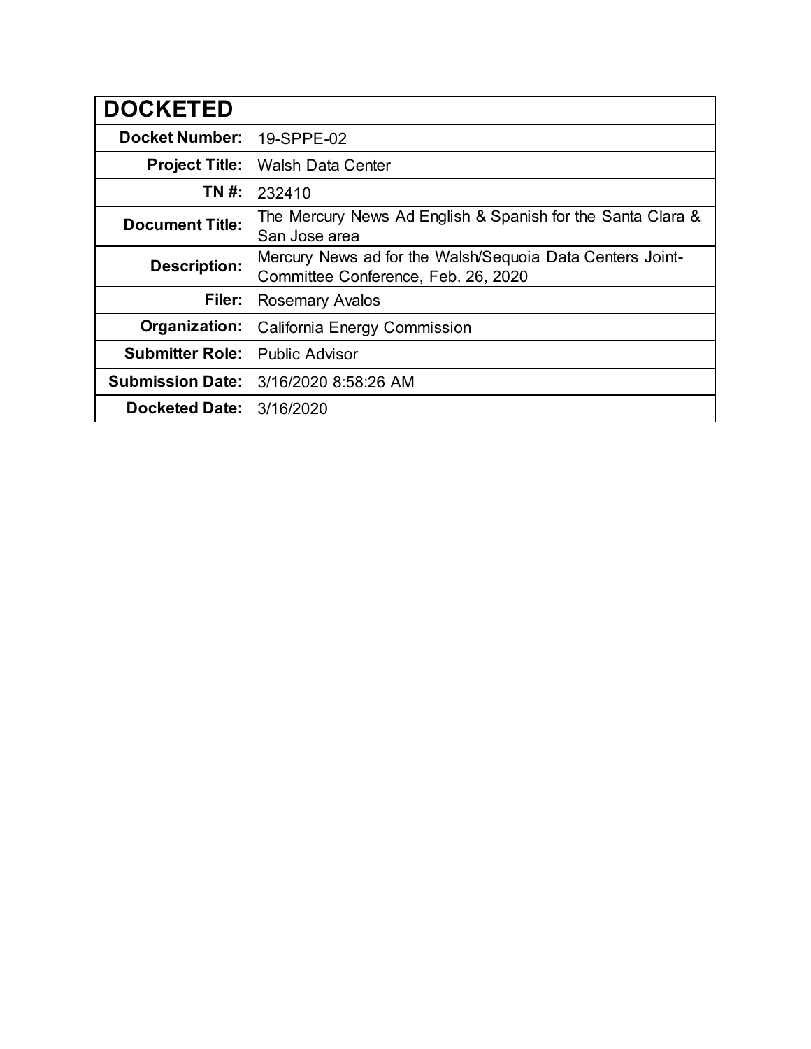| DOCKETED | |
|---|---|
| **Docket Number:** | 19-SPPE-02 |
| **Project Title:** | Walsh Data Center |
| **TN #:** | 232410 |
| **Document Title:** | The Mercury News Ad English & Spanish for the Santa Clara & San Jose area |
| **Description:** | Mercury News ad for the Walsh/Sequoia Data Centers Joint-Committee Conference, Feb. 26, 2020 |
| **Filer:** | Rosemary Avalos |
| **Organization:** | California Energy Commission |
| **Submitter Role:** | Public Advisor |
| **Submission Date:** | 3/16/2020 8:58:26 AM |
| **Docketed Date:** | 3/16/2020 |